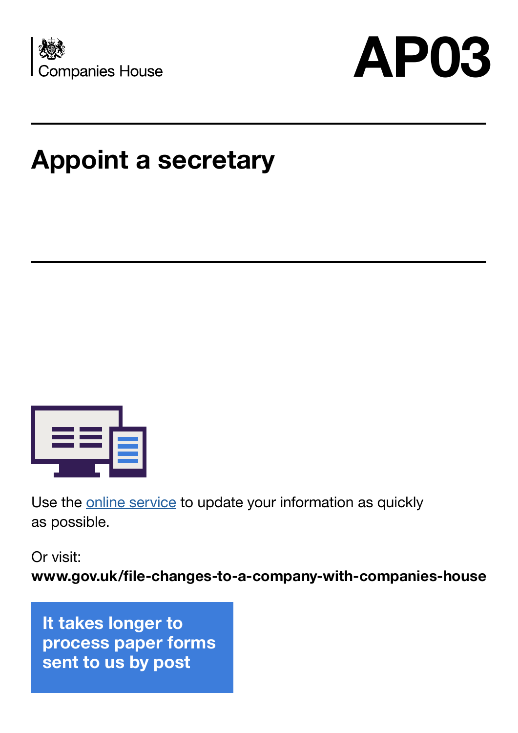Companies House

# AP03

## Appoint a secretary

Use the online service to update your information as quickly as possible.

Or visit:
**www.gov.uk/file-changes-to-a-company-with-companies-house**

**It takes longer to process paper forms sent to us by post**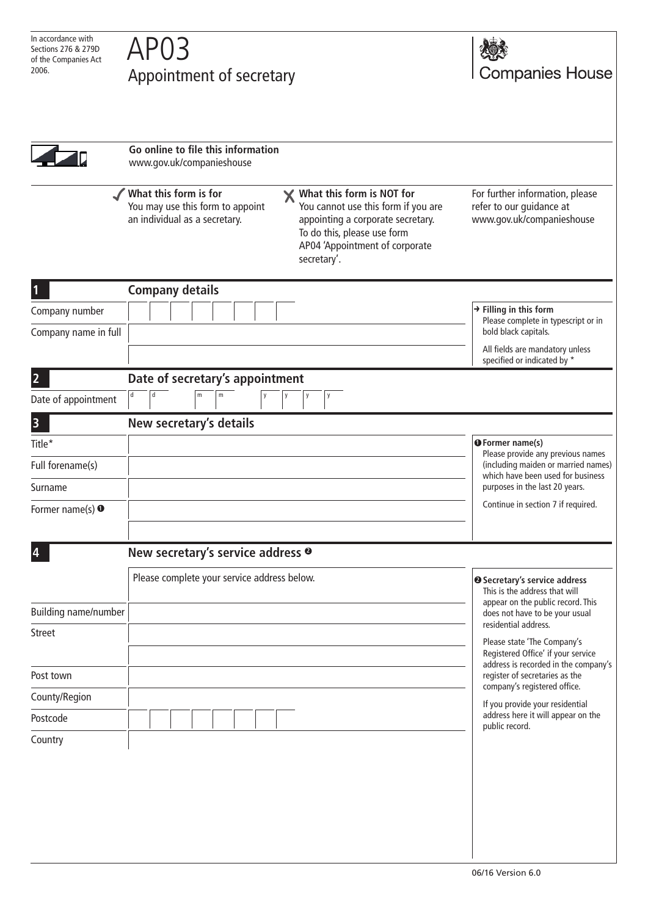In accordance with Sections 276 & 279D of the Companies Act 2006.

# AP03

## Appointment of secretary

Companies House

**Go online to file this information**
www.gov.uk/companieshouse

| ✓ What this form is for | ✗ What this form is NOT for | |
|---|---|---|
| You may use this form to appoint an individual as a secretary. | You cannot use this form if you are appointing a corporate secretary. To do this, please use form AP04 'Appointment of corporate secretary'. | For further information, please refer to our guidance at www.gov.uk/companieshouse |

## 1 Company details

Company number

Company name in full

**→ Filling in this form**
Please complete in typescript or in bold black capitals.

All fields are mandatory unless specified or indicated by *

## 2 Date of secretary's appointment

Date of appointment d d m m y y y y

## 3 New secretary's details

Title*

Full forename(s)

Surname

Former name(s) ❶

**❶ Former name(s)**
Please provide any previous names (including maiden or married names) which have been used for business purposes in the last 20 years.

Continue in section 7 if required.

## 4 New secretary's service address ❷

Please complete your service address below.

Building name/number

Street

Post town

County/Region

Postcode

Country

**❷ Secretary's service address**
This is the address that will appear on the public record. This does not have to be your usual residential address.

Please state 'The Company's Registered Office' if your service address is recorded in the company's register of secretaries as the company's registered office.

If you provide your residential address here it will appear on the public record.

06/16 Version 6.0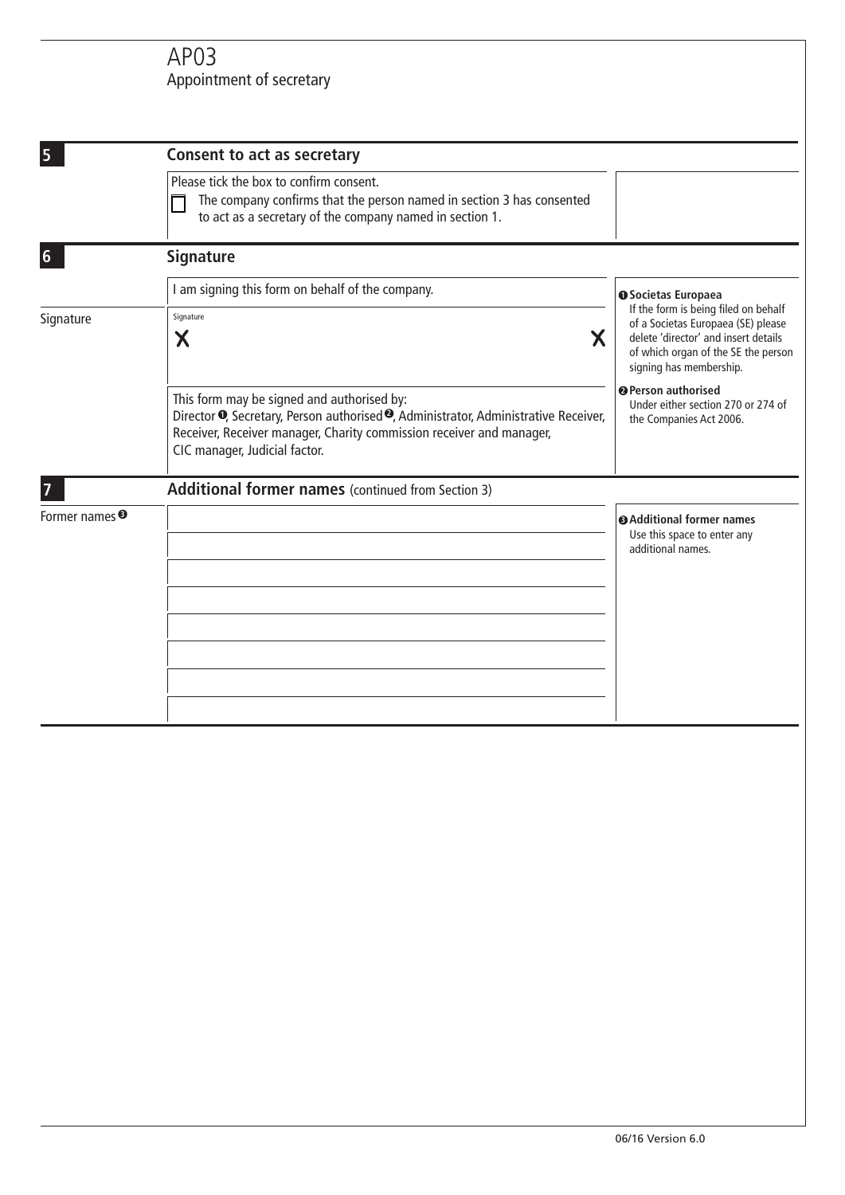# AP03
Appointment of secretary

## 5 Consent to act as secretary

Please tick the box to confirm consent.

☐ The company confirms that the person named in section 3 has consented to act as a secretary of the company named in section 1.

## 6 Signature

I am signing this form on behalf of the company.

**Signature**

Signature

X X

This form may be signed and authorised by:
Director [1], Secretary, Person authorised [2], Administrator, Administrative Receiver, Receiver, Receiver manager, Charity commission receiver and manager, CIC manager, Judicial factor.

**[1] Societas Europaea**
If the form is being filed on behalf of a Societas Europaea (SE) please delete 'director' and insert details of which organ of the SE the person signing has membership.

**[2] Person authorised**
Under either section 270 or 274 of the Companies Act 2006.

## 7 Additional former names (continued from Section 3)

Former names [3]

**[3] Additional former names**
Use this space to enter any additional names.

06/16 Version 6.0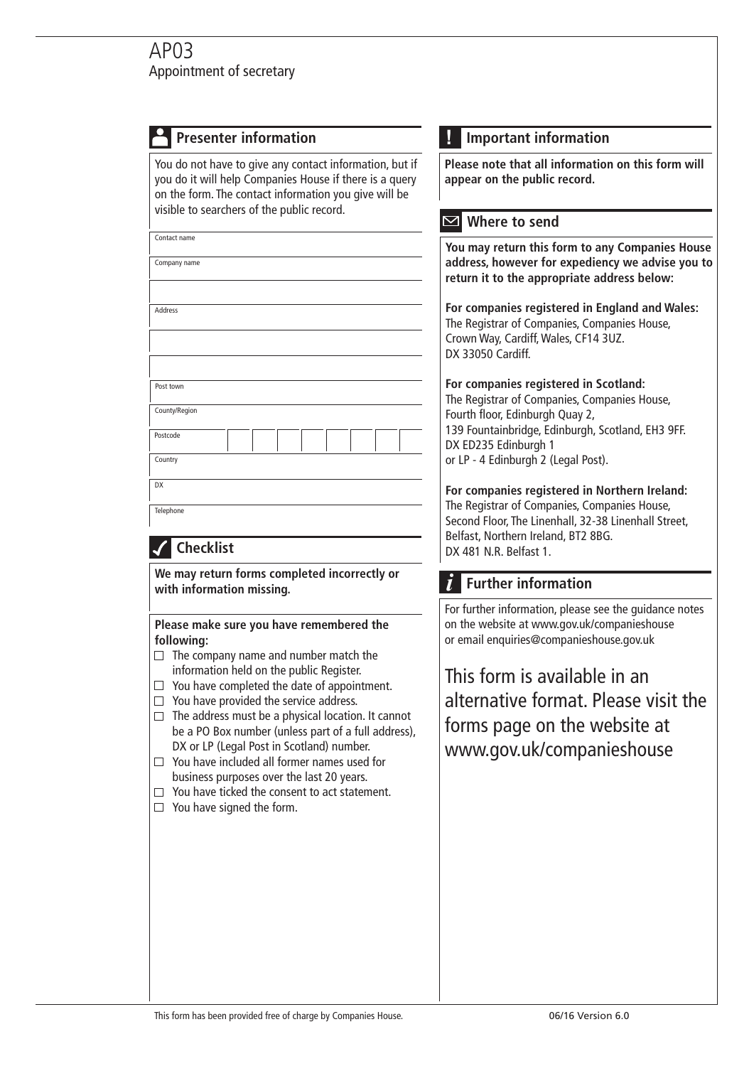# AP03
Appointment of secretary

## Presenter information

You do not have to give any contact information, but if you do it will help Companies House if there is a query on the form. The contact information you give will be visible to searchers of the public record.

Contact name

Company name

Address

Post town

County/Region

Postcode

Country

DX

Telephone

## Checklist

**We may return forms completed incorrectly or with information missing.**

**Please make sure you have remembered the following:**

- ☐ The company name and number match the information held on the public Register.
- ☐ You have completed the date of appointment.
- ☐ You have provided the service address.
- ☐ The address must be a physical location. It cannot be a PO Box number (unless part of a full address), DX or LP (Legal Post in Scotland) number.
- ☐ You have included all former names used for business purposes over the last 20 years.
- ☐ You have ticked the consent to act statement.
- ☐ You have signed the form.

## Important information

**Please note that all information on this form will appear on the public record.**

## Where to send

**You may return this form to any Companies House address, however for expediency we advise you to return it to the appropriate address below:**

**For companies registered in England and Wales:**
The Registrar of Companies, Companies House, Crown Way, Cardiff, Wales, CF14 3UZ.
DX 33050 Cardiff.

**For companies registered in Scotland:**
The Registrar of Companies, Companies House, Fourth floor, Edinburgh Quay 2, 139 Fountainbridge, Edinburgh, Scotland, EH3 9FF.
DX ED235 Edinburgh 1
or LP - 4 Edinburgh 2 (Legal Post).

**For companies registered in Northern Ireland:**
The Registrar of Companies, Companies House, Second Floor, The Linenhall, 32-38 Linenhall Street, Belfast, Northern Ireland, BT2 8BG.
DX 481 N.R. Belfast 1.

## Further information

For further information, please see the guidance notes on the website at www.gov.uk/companieshouse or email enquiries@companieshouse.gov.uk

## This form is available in an alternative format. Please visit the forms page on the website at www.gov.uk/companieshouse

This form has been provided free of charge by Companies House. 06/16 Version 6.0